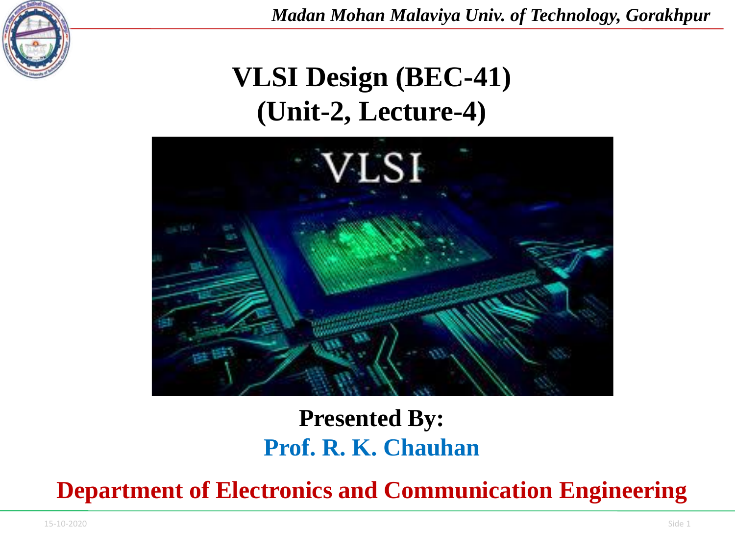# VLSI Design (BEC-41)
# (Unit-2, Lecture-4)

**Presented By:**

**Prof. R. K. Chauhan**

**Department of Electronics and Communication Engineering**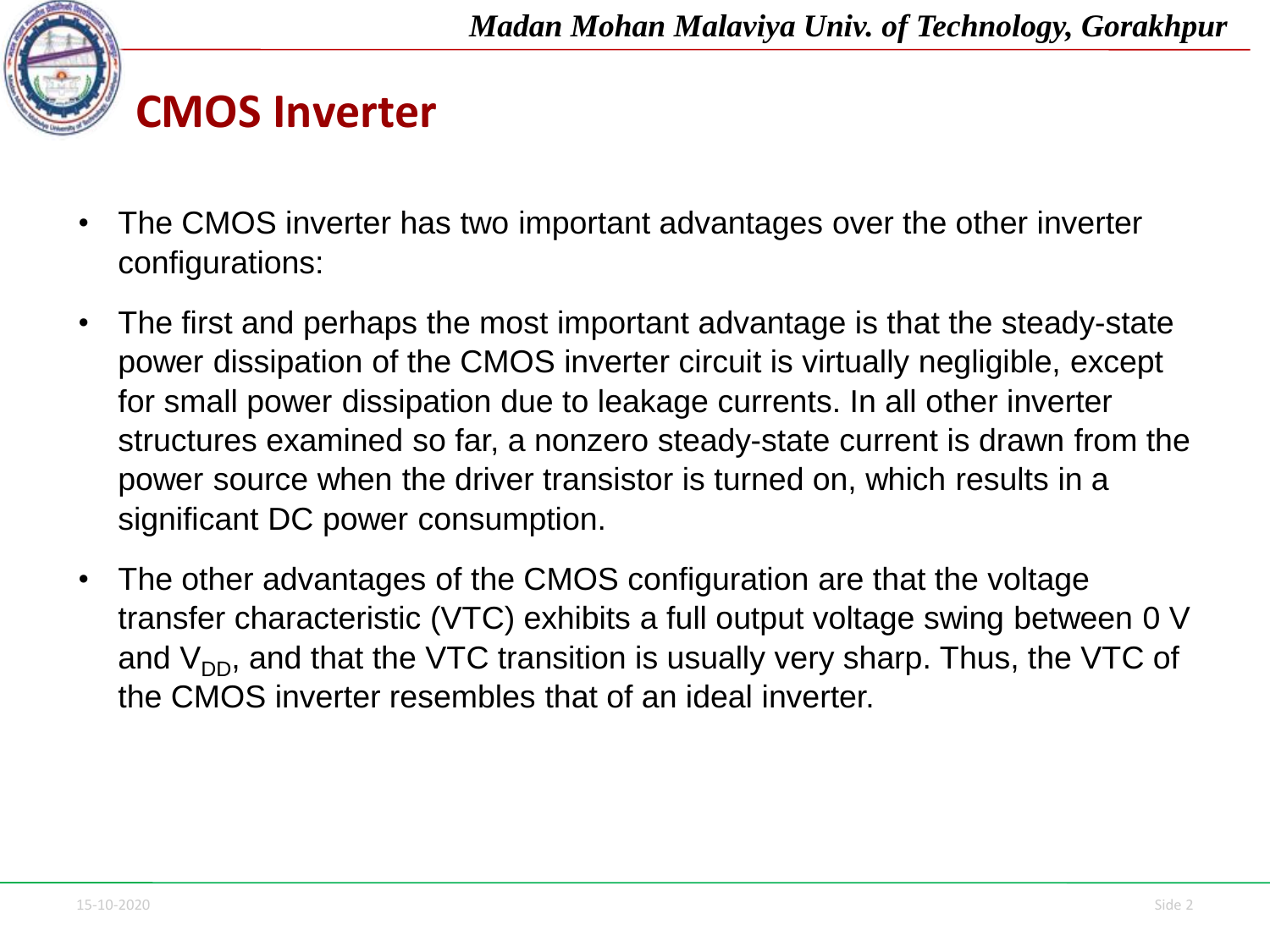# CMOS Inverter

- The CMOS inverter has two important advantages over the other inverter configurations:
- The first and perhaps the most important advantage is that the steady-state power dissipation of the CMOS inverter circuit is virtually negligible, except for small power dissipation due to leakage currents. In all other inverter structures examined so far, a nonzero steady-state current is drawn from the power source when the driver transistor is turned on, which results in a significant DC power consumption.
- The other advantages of the CMOS configuration are that the voltage transfer characteristic (VTC) exhibits a full output voltage swing between 0 V and $V_{DD}$, and that the VTC transition is usually very sharp. Thus, the VTC of the CMOS inverter resembles that of an ideal inverter.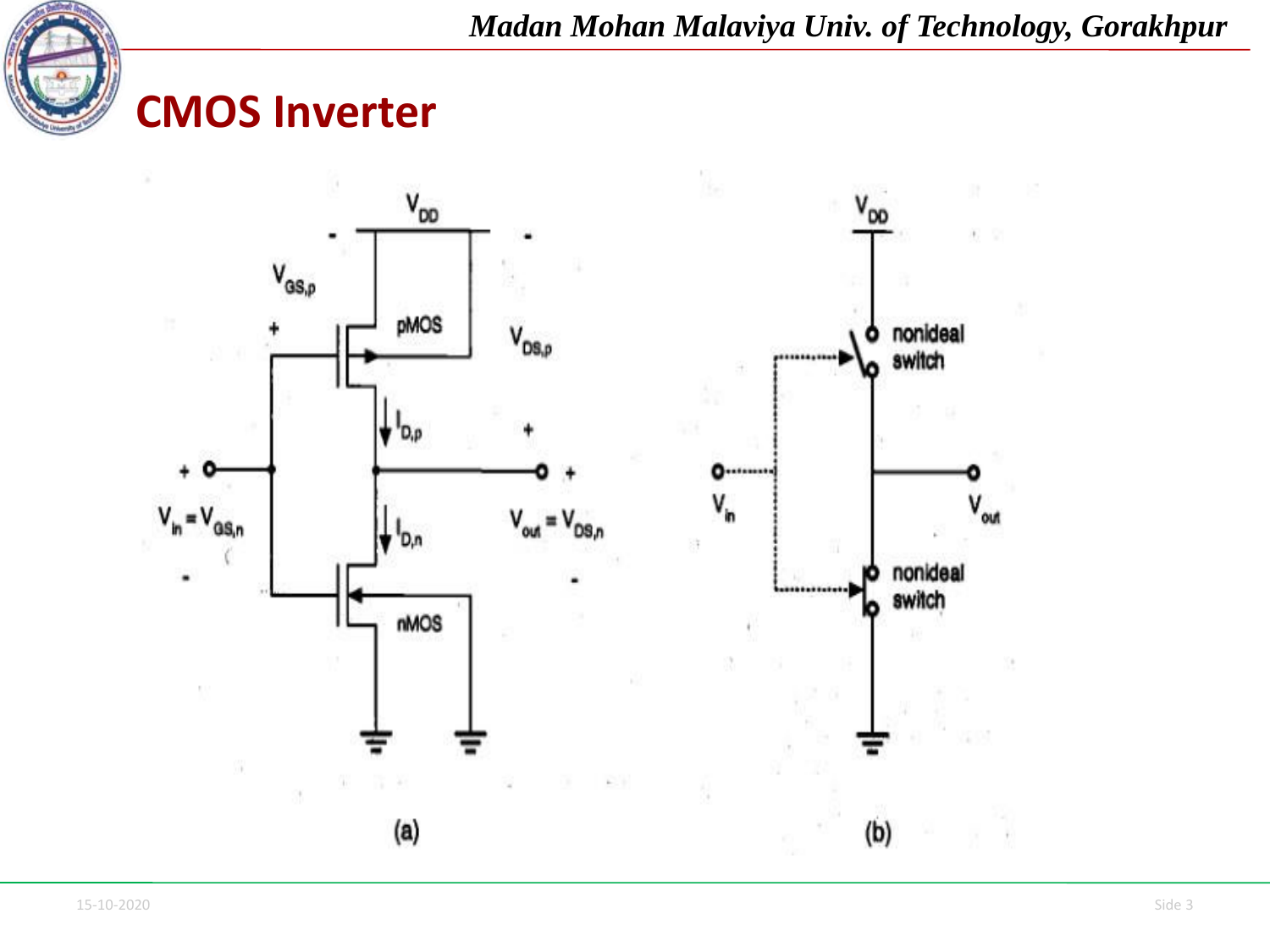# CMOS Inverter

(a)

(b)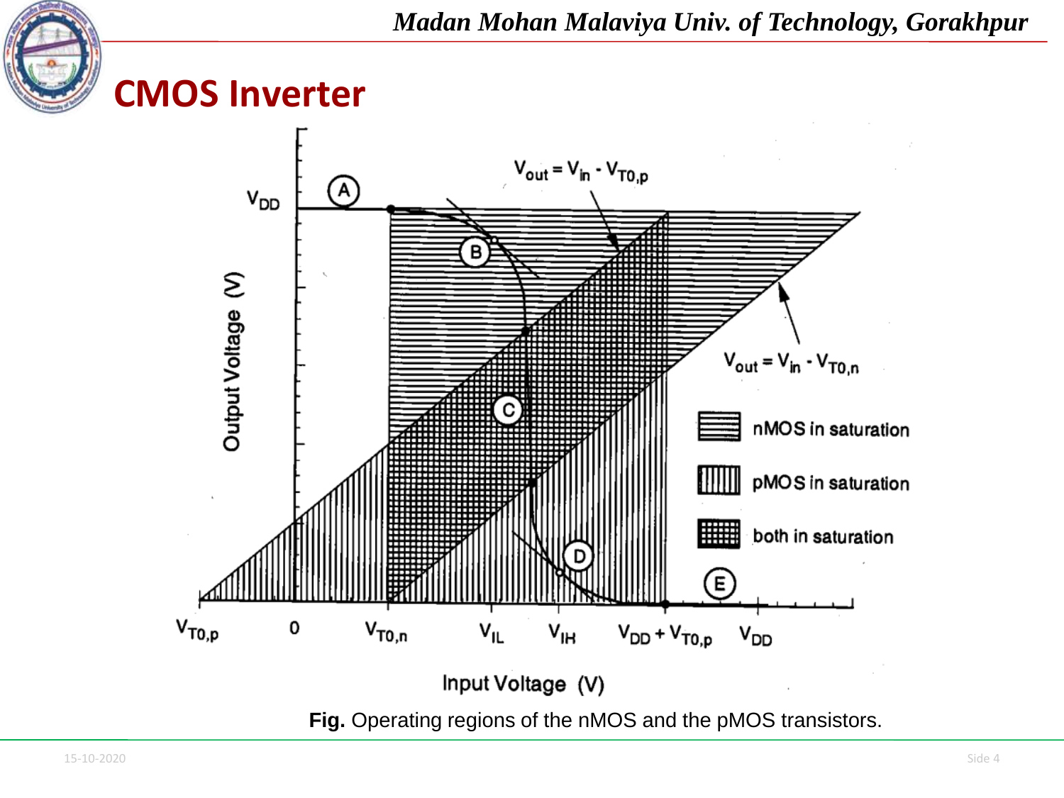# CMOS Inverter

**Fig.** Operating regions of the nMOS and the pMOS transistors.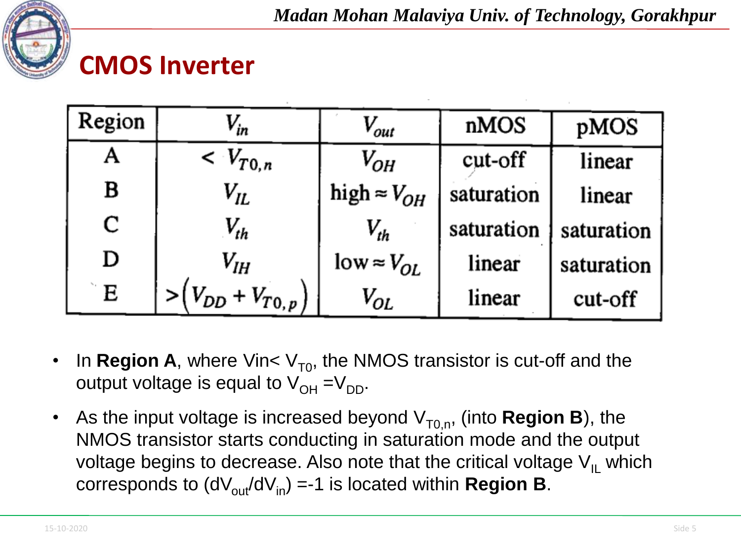# CMOS Inverter

| Region | $V_{in}$ | $V_{out}$ | nMOS | pMOS |
|---|---|---|---|---|
| A | $< V_{T0,n}$ | $V_{OH}$ | cut-off | linear |
| B | $V_{IL}$ | high $\approx V_{OH}$ | saturation | linear |
| C | $V_{th}$ | $V_{th}$ | saturation | saturation |
| D | $V_{IH}$ | low $\approx V_{OL}$ | linear | saturation |
| E | $>\left(V_{DD} + V_{T0,p}\right)$ | $V_{OL}$ | linear | cut-off |

- In **Region A**, where Vin< $V_{T0}$, the NMOS transistor is cut-off and the output voltage is equal to $V_{OH} = V_{DD}$.
- As the input voltage is increased beyond $V_{T0,n}$, (into **Region B**), the NMOS transistor starts conducting in saturation mode and the output voltage begins to decrease. Also note that the critical voltage $V_{IL}$ which corresponds to $(dV_{out}/dV_{in}) = -1$ is located within **Region B**.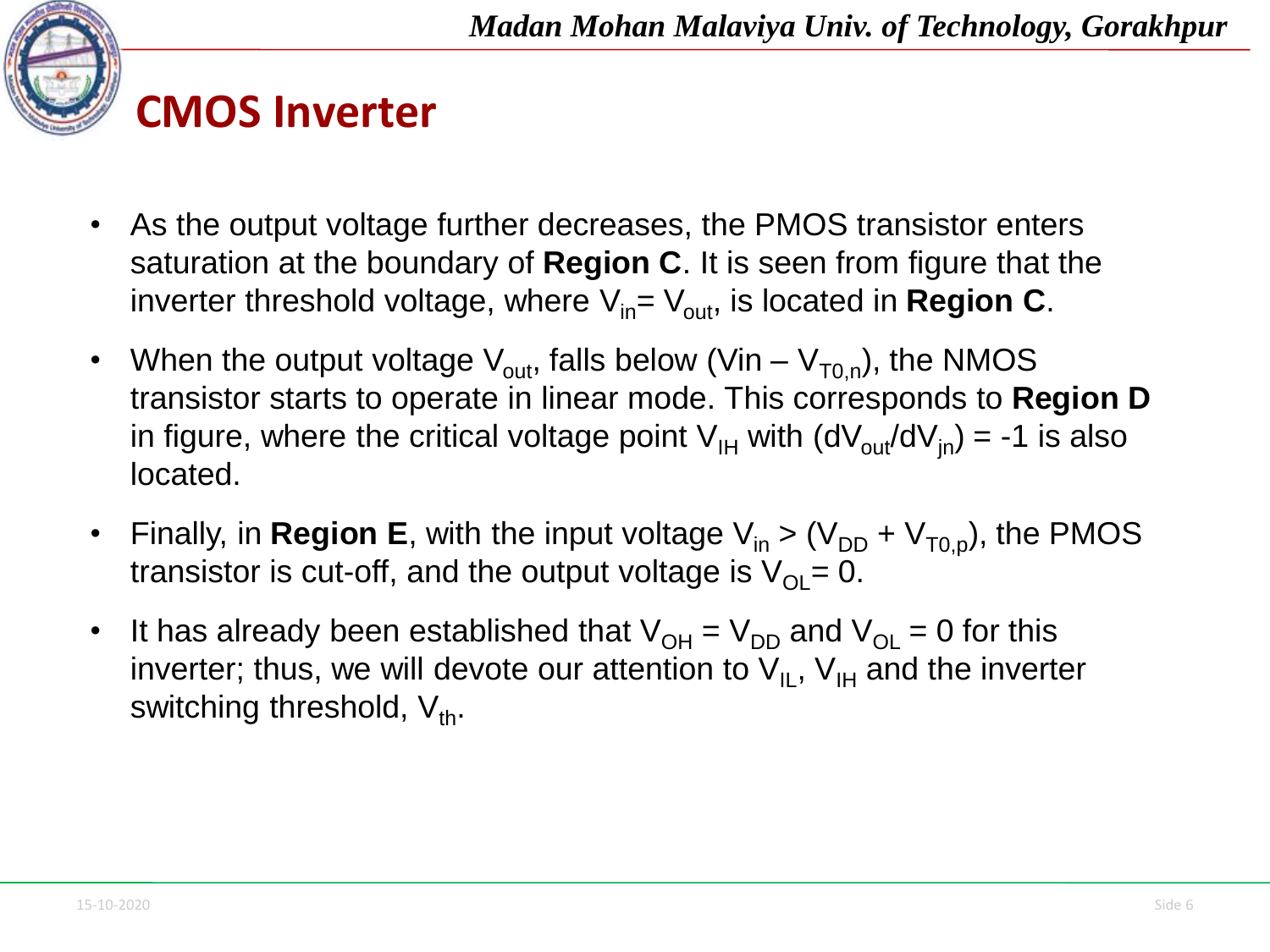# CMOS Inverter

- As the output voltage further decreases, the PMOS transistor enters saturation at the boundary of **Region C**. It is seen from figure that the inverter threshold voltage, where $V_{in}= V_{out}$, is located in **Region C**.
- When the output voltage $V_{out}$, falls below (Vin – $V_{T0,n}$), the NMOS transistor starts to operate in linear mode. This corresponds to **Region D** in figure, where the critical voltage point $V_{IH}$ with $(dV_{out}/dV_{in}) = -1$ is also located.
- Finally, in **Region E**, with the input voltage $V_{in} > (V_{DD} + V_{T0,p})$, the PMOS transistor is cut-off, and the output voltage is $V_{OL}= 0$.
- It has already been established that $V_{OH} = V_{DD}$ and $V_{OL} = 0$ for this inverter; thus, we will devote our attention to $V_{IL}$, $V_{IH}$ and the inverter switching threshold, $V_{th}$.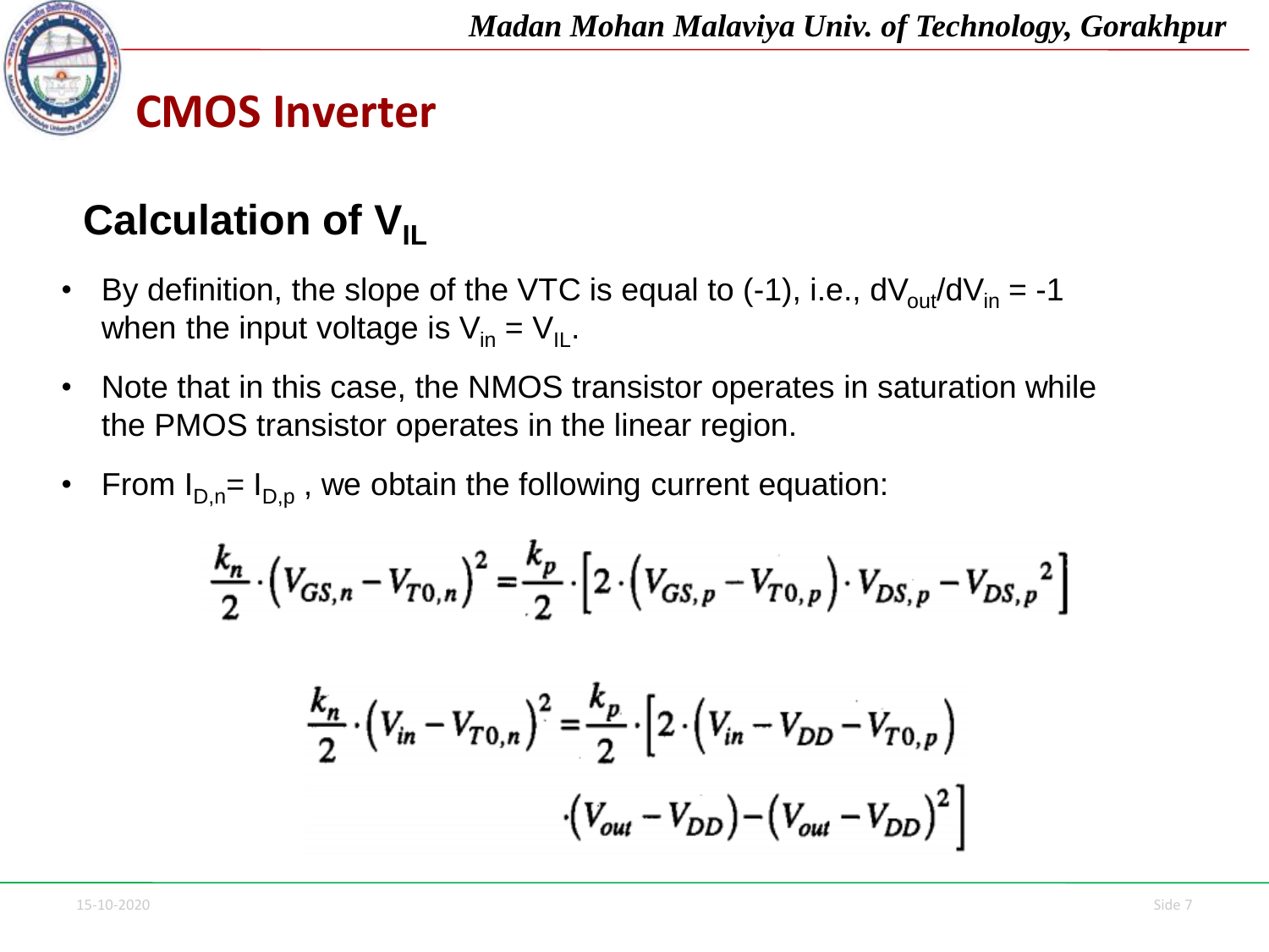# CMOS Inverter

## Calculation of $V_{IL}$

- By definition, the slope of the VTC is equal to (-1), i.e., $dV_{out}/dV_{in} = -1$ when the input voltage is $V_{in} = V_{IL}$.
- Note that in this case, the NMOS transistor operates in saturation while the PMOS transistor operates in the linear region.
- From $I_{D,n} = I_{D,p}$ , we obtain the following current equation:

$$\frac{k_n}{2} \cdot \left(V_{GS,n} - V_{T0,n}\right)^2 = \frac{k_p}{2} \cdot \left[2 \cdot \left(V_{GS,p} - V_{T0,p}\right) \cdot V_{DS,p} - V_{DS,p}{}^2\right]$$

$$\frac{k_n}{2} \cdot \left(V_{in} - V_{T0,n}\right)^2 = \frac{k_p}{2} \cdot \left[2 \cdot \left(V_{in} - V_{DD} - V_{T0,p}\right) \cdot \left(V_{out} - V_{DD}\right) - \left(V_{out} - V_{DD}\right)^2\right]$$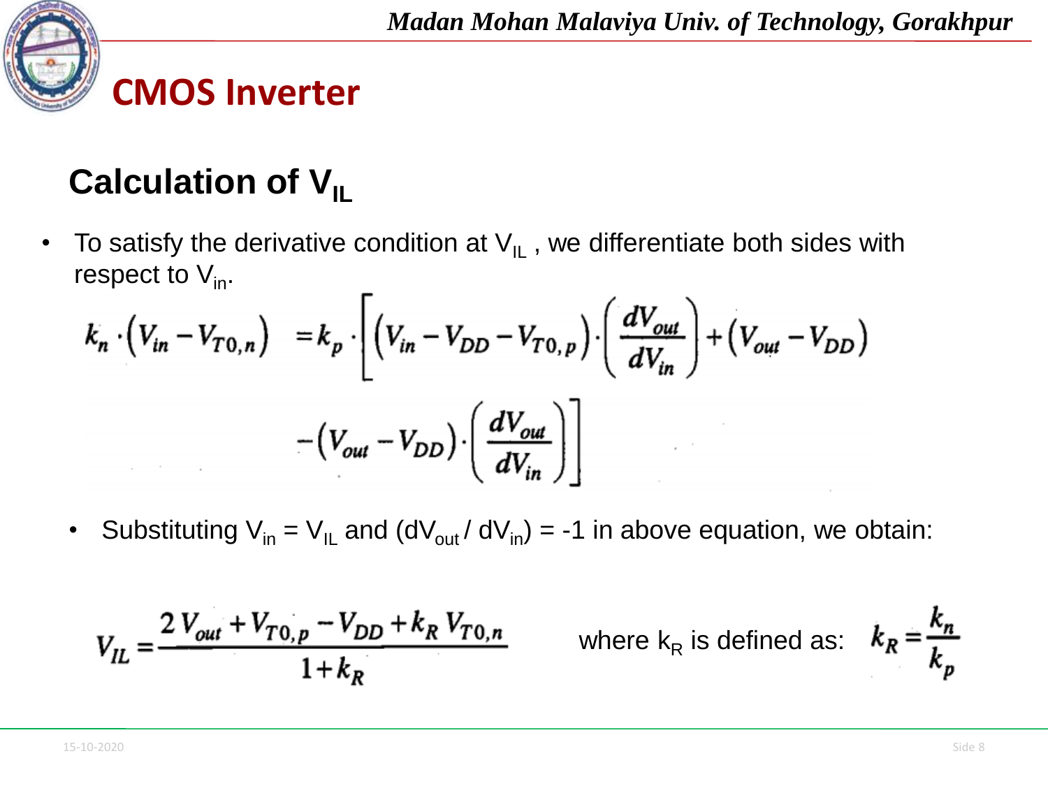# CMOS Inverter

## Calculation of $V_{IL}$

- To satisfy the derivative condition at $V_{IL}$ , we differentiate both sides with respect to $V_{in}$.

$$k_n \cdot \left(V_{in} - V_{T0,n}\right) = k_p \cdot \left[\left(V_{in} - V_{DD} - V_{T0,p}\right) \cdot \left(\frac{dV_{out}}{dV_{in}}\right) + \left(V_{out} - V_{DD}\right) - \left(V_{out} - V_{DD}\right) \cdot \left(\frac{dV_{out}}{dV_{in}}\right)\right]$$

- Substituting $V_{in} = V_{IL}$ and $(dV_{out} / dV_{in}) = -1$ in above equation, we obtain:

$$V_{IL} = \frac{2\,V_{out} + V_{T0,p} - V_{DD} + k_R\,V_{T0,n}}{1 + k_R}$$

where $k_R$ is defined as: $k_R = \dfrac{k_n}{k_p}$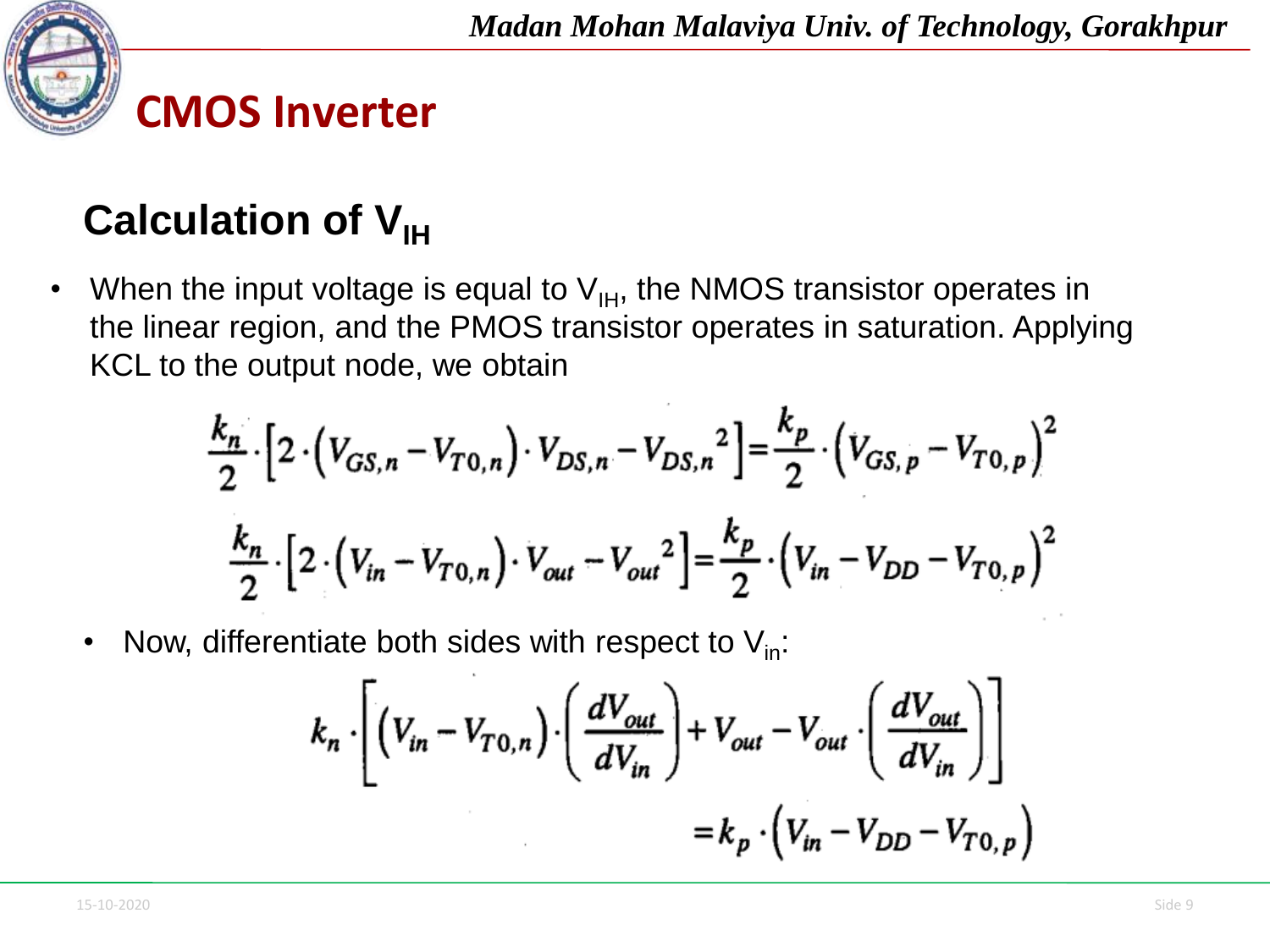# CMOS Inverter

## Calculation of $V_{IH}$

- When the input voltage is equal to $V_{IH}$, the NMOS transistor operates in the linear region, and the PMOS transistor operates in saturation. Applying KCL to the output node, we obtain

$$\frac{k_n}{2} \cdot \left[2 \cdot \left(V_{GS,n} - V_{T0,n}\right) \cdot V_{DS,n} - V_{DS,n}{}^2\right] = \frac{k_p}{2} \cdot \left(V_{GS,p} - V_{T0,p}\right)^2$$

$$\frac{k_n}{2} \cdot \left[2 \cdot \left(V_{in} - V_{T0,n}\right) \cdot V_{out} - V_{out}{}^2\right] = \frac{k_p}{2} \cdot \left(V_{in} - V_{DD} - V_{T0,p}\right)^2$$

- Now, differentiate both sides with respect to $V_{in}$:

$$k_n \cdot \left[\left(V_{in} - V_{T0,n}\right) \cdot \left(\frac{dV_{out}}{dV_{in}}\right) + V_{out} - V_{out} \cdot \left(\frac{dV_{out}}{dV_{in}}\right)\right] = k_p \cdot \left(V_{in} - V_{DD} - V_{T0,p}\right)$$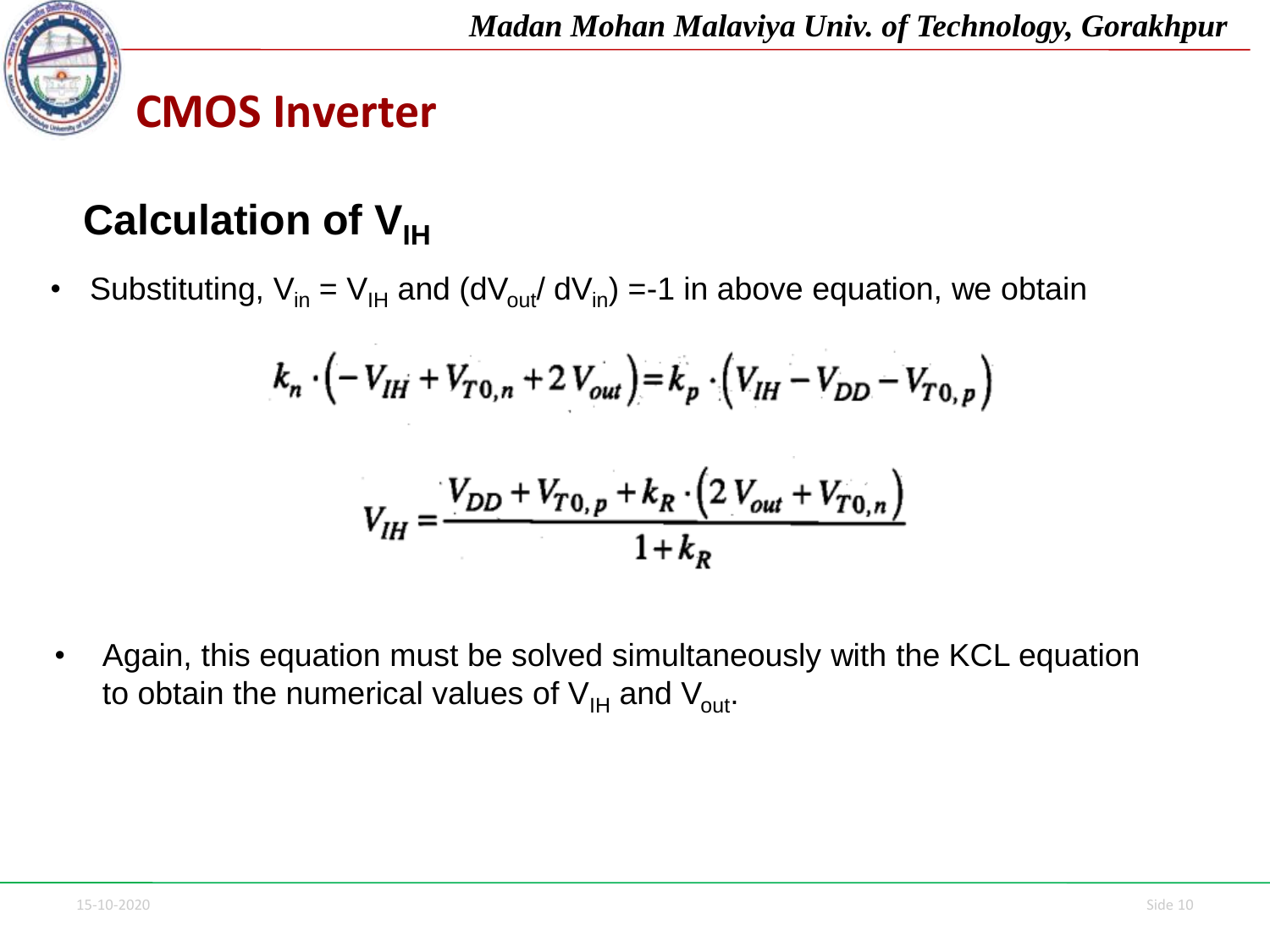# CMOS Inverter

## Calculation of $V_{IH}$

- Substituting, $V_{in} = V_{IH}$ and $(dV_{out}/ dV_{in}) = -1$ in above equation, we obtain

$$k_n \cdot \left(-V_{IH} + V_{T0,n} + 2\,V_{out}\right) = k_p \cdot \left(V_{IH} - V_{DD} - V_{T0,p}\right)$$

$$V_{IH} = \frac{V_{DD} + V_{T0,p} + k_R \cdot \left(2\,V_{out} + V_{T0,n}\right)}{1 + k_R}$$

- Again, this equation must be solved simultaneously with the KCL equation to obtain the numerical values of $V_{IH}$ and $V_{out}$.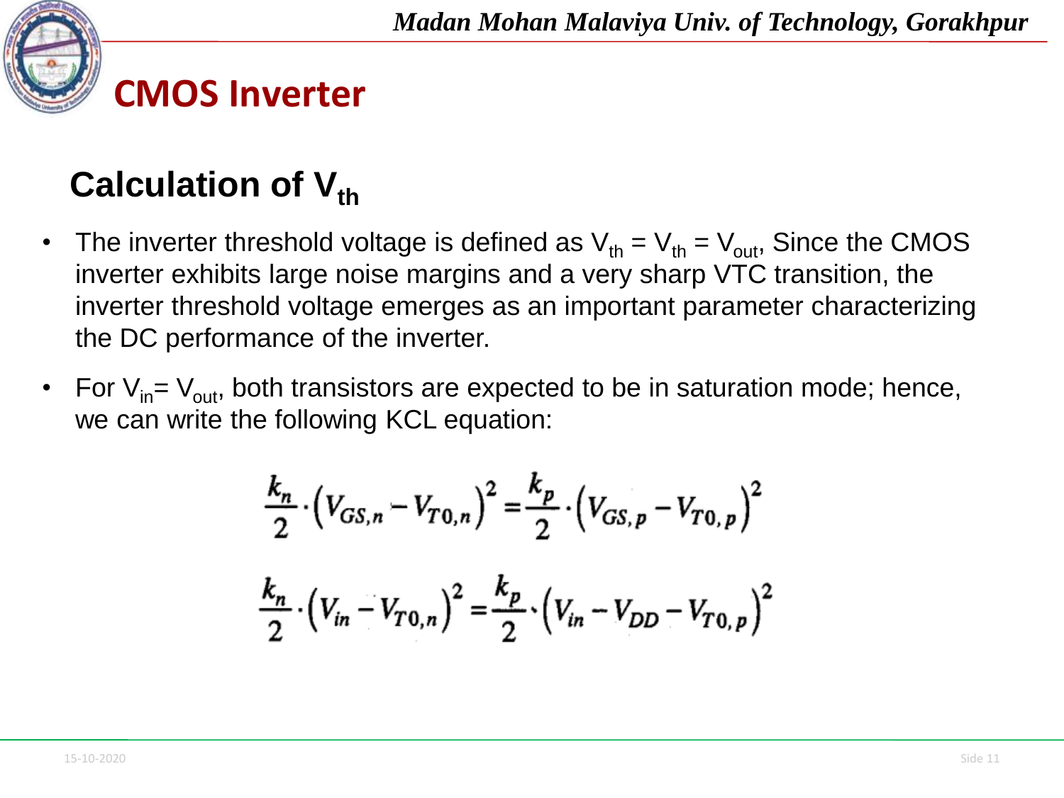## CMOS Inverter

### Calculation of $V_{th}$

- The inverter threshold voltage is defined as $V_{th} = V_{th} = V_{out}$, Since the CMOS inverter exhibits large noise margins and a very sharp VTC transition, the inverter threshold voltage emerges as an important parameter characterizing the DC performance of the inverter.
- For $V_{in} = V_{out}$, both transistors are expected to be in saturation mode; hence, we can write the following KCL equation:

$$\frac{k_n}{2} \cdot \left(V_{GS,n} - V_{T0,n}\right)^2 = \frac{k_p}{2} \cdot \left(V_{GS,p} - V_{T0,p}\right)^2$$

$$\frac{k_n}{2} \cdot \left(V_{in} - V_{T0,n}\right)^2 = \frac{k_p}{2} \cdot \left(V_{in} - V_{DD} - V_{T0,p}\right)^2$$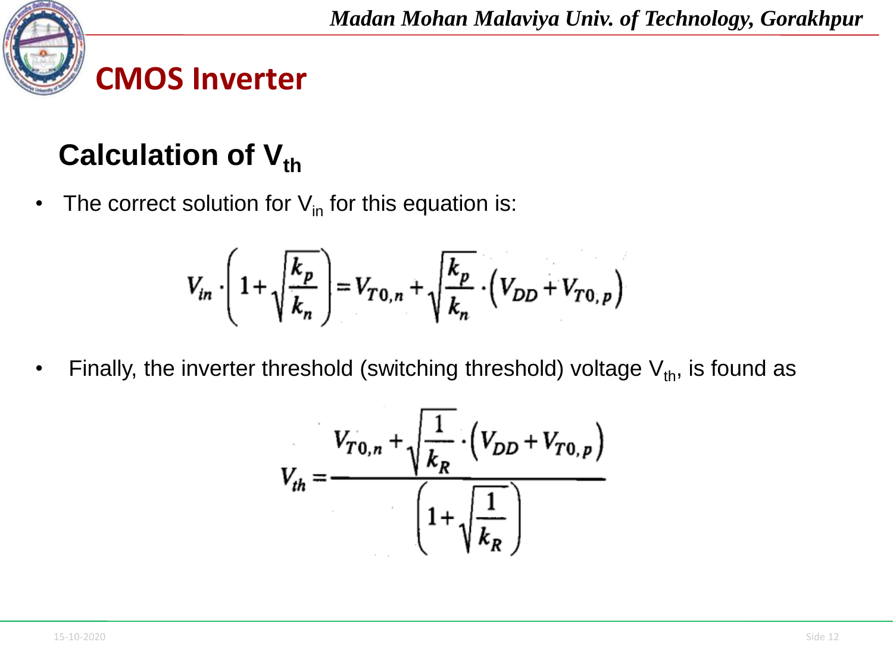# CMOS Inverter

## Calculation of $V_{th}$

- The correct solution for $V_{in}$ for this equation is:

$$V_{in} \cdot \left(1 + \sqrt{\frac{k_p}{k_n}}\right) = V_{T0,n} + \sqrt{\frac{k_p}{k_n}} \cdot \left(V_{DD} + V_{T0,p}\right)$$

- Finally, the inverter threshold (switching threshold) voltage $V_{th}$, is found as

$$V_{th} = \frac{V_{T0,n} + \sqrt{\frac{1}{k_R}} \cdot \left(V_{DD} + V_{T0,p}\right)}{\left(1 + \sqrt{\frac{1}{k_R}}\right)}$$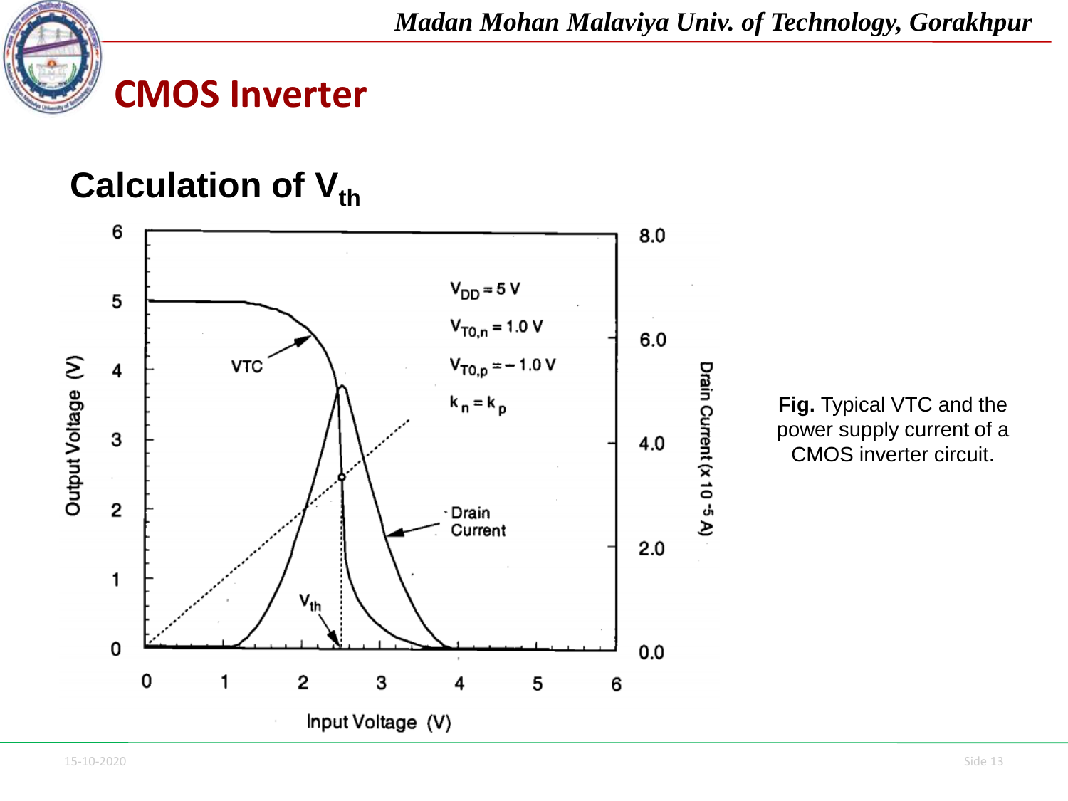# CMOS Inverter

## Calculation of $V_{th}$

**Fig.** Typical VTC and the power supply current of a CMOS inverter circuit.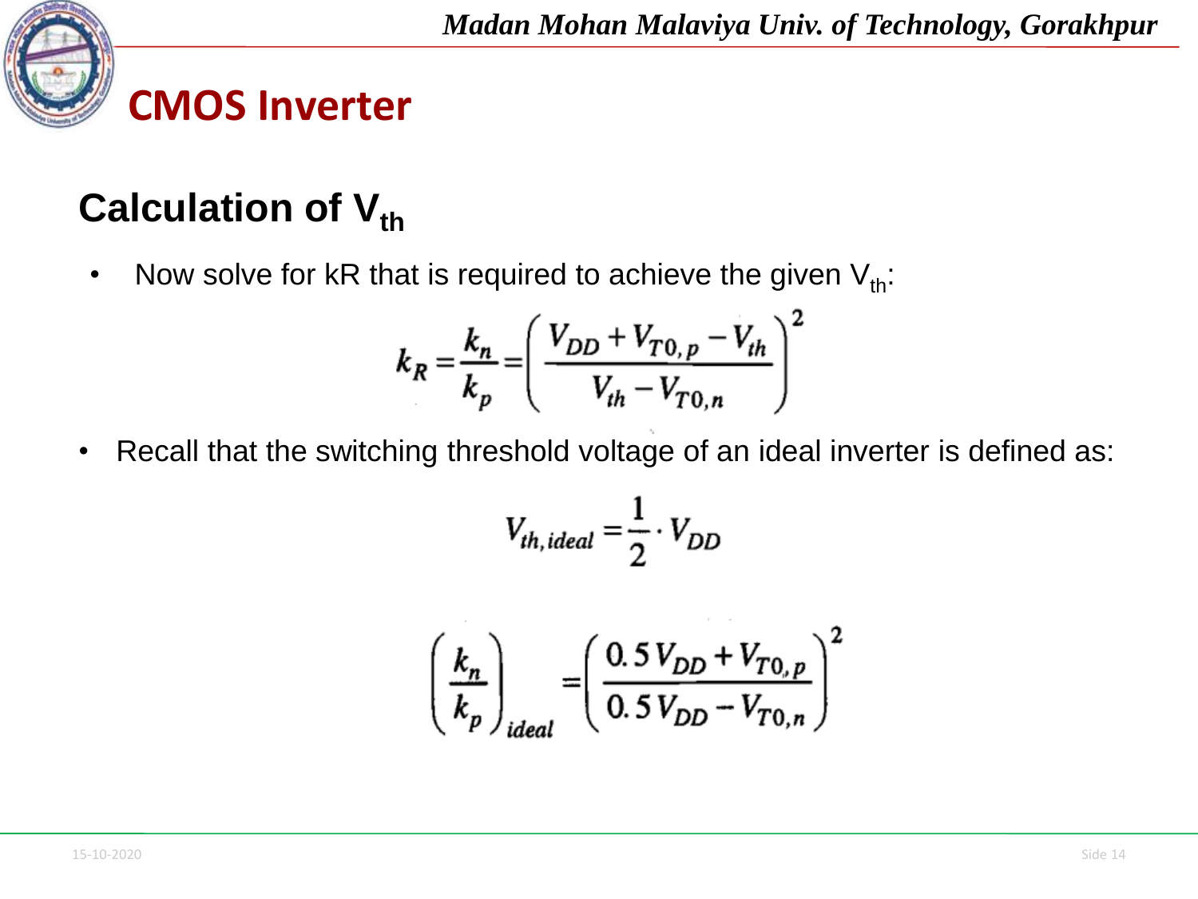# CMOS Inverter

## Calculation of $V_{th}$

- Now solve for kR that is required to achieve the given $V_{th}$:

$$k_R = \frac{k_n}{k_p} = \left( \frac{V_{DD} + V_{T0,p} - V_{th}}{V_{th} - V_{T0,n}} \right)^2$$

- Recall that the switching threshold voltage of an ideal inverter is defined as:

$$V_{th,ideal} = \frac{1}{2} \cdot V_{DD}$$

$$\left( \frac{k_n}{k_p} \right)_{ideal} = \left( \frac{0.5\, V_{DD} + V_{T0,p}}{0.5\, V_{DD} - V_{T0,n}} \right)^2$$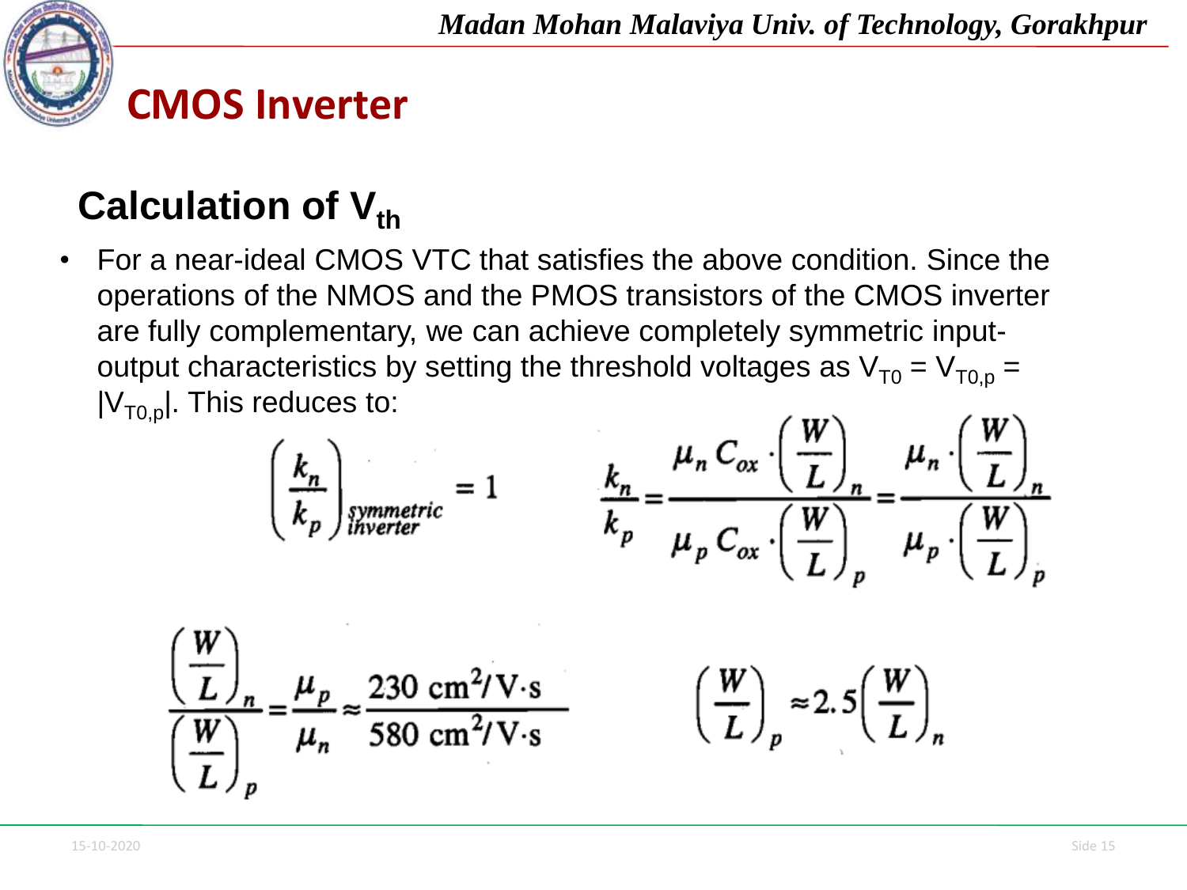# CMOS Inverter

## Calculation of $V_{th}$

- For a near-ideal CMOS VTC that satisfies the above condition. Since the operations of the NMOS and the PMOS transistors of the CMOS inverter are fully complementary, we can achieve completely symmetric input-output characteristics by setting the threshold voltages as $V_{T0} = V_{T0,p} = |V_{T0,p}|$. This reduces to:

$$\left(\frac{k_n}{k_p}\right)_{\substack{symmetric\\inverter}} = 1$$

$$\frac{k_n}{k_p} = \frac{\mu_n C_{ox} \cdot \left(\frac{W}{L}\right)_n}{\mu_p C_{ox} \cdot \left(\frac{W}{L}\right)_p} = \frac{\mu_n \cdot \left(\frac{W}{L}\right)_n}{\mu_p \cdot \left(\frac{W}{L}\right)_p}$$

$$\frac{\left(\frac{W}{L}\right)_n}{\left(\frac{W}{L}\right)_p} = \frac{\mu_p}{\mu_n} \approx \frac{230 \text{ cm}^2/\text{V}\cdot\text{s}}{580 \text{ cm}^2/\text{V}\cdot\text{s}}$$

$$\left(\frac{W}{L}\right)_p \approx 2.5 \left(\frac{W}{L}\right)_n$$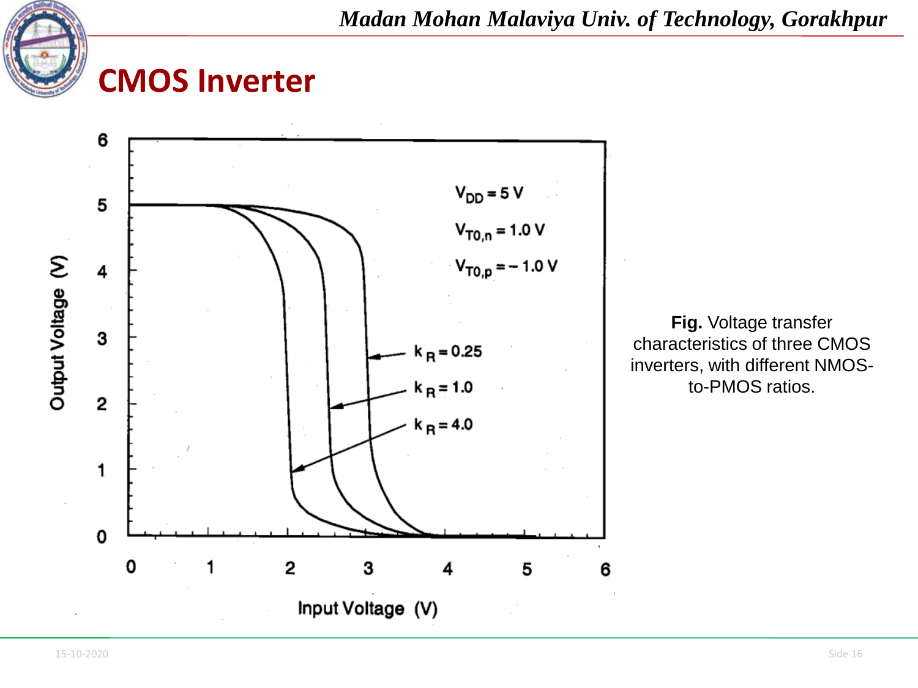# CMOS Inverter

Output Voltage (V)

Input Voltage (V)

$V_{DD} = 5$ V

$V_{T0,n} = 1.0$ V

$V_{T0,p} = -1.0$ V

$k_R = 0.25$

$k_R = 1.0$

$k_R = 4.0$

0 1 2 3 4 5 6

0 1 2 3 4 5 6

**Fig.** Voltage transfer characteristics of three CMOS inverters, with different NMOS-to-PMOS ratios.